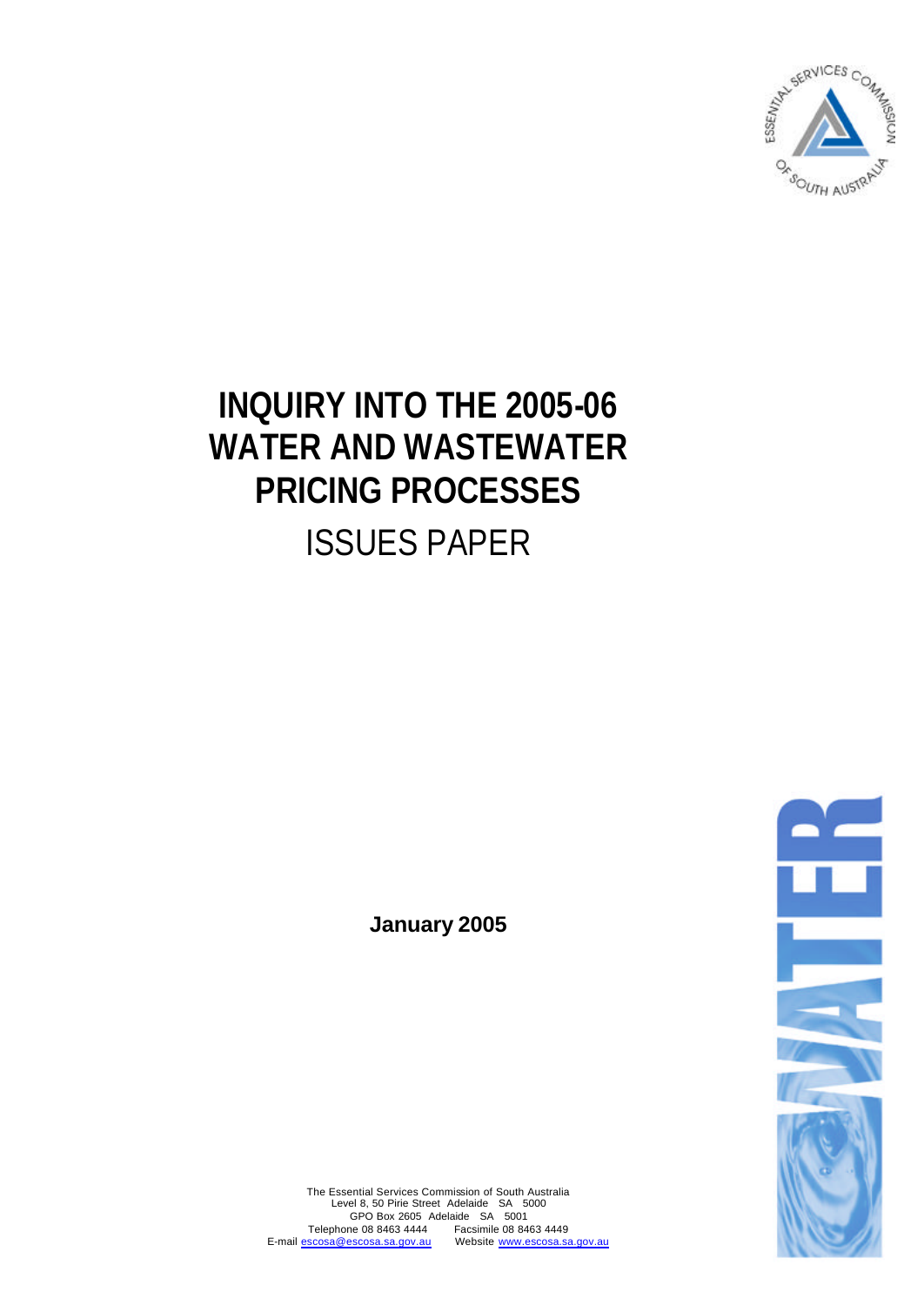# INQUIRY INTO THE 2005-06 WATER AND WASTEWATER PRICING PROCESSES

## ISSUES PAPER

**January 2005**

The Essential Services Commission of South Australia
Level 8, 50 Pirie Street Adelaide SA 5000
GPO Box 2605 Adelaide SA 5001
Telephone 08 8463 4444 Facsimile 08 8463 4449
E-mail escosa@escosa.sa.gov.au Website www.escosa.sa.gov.au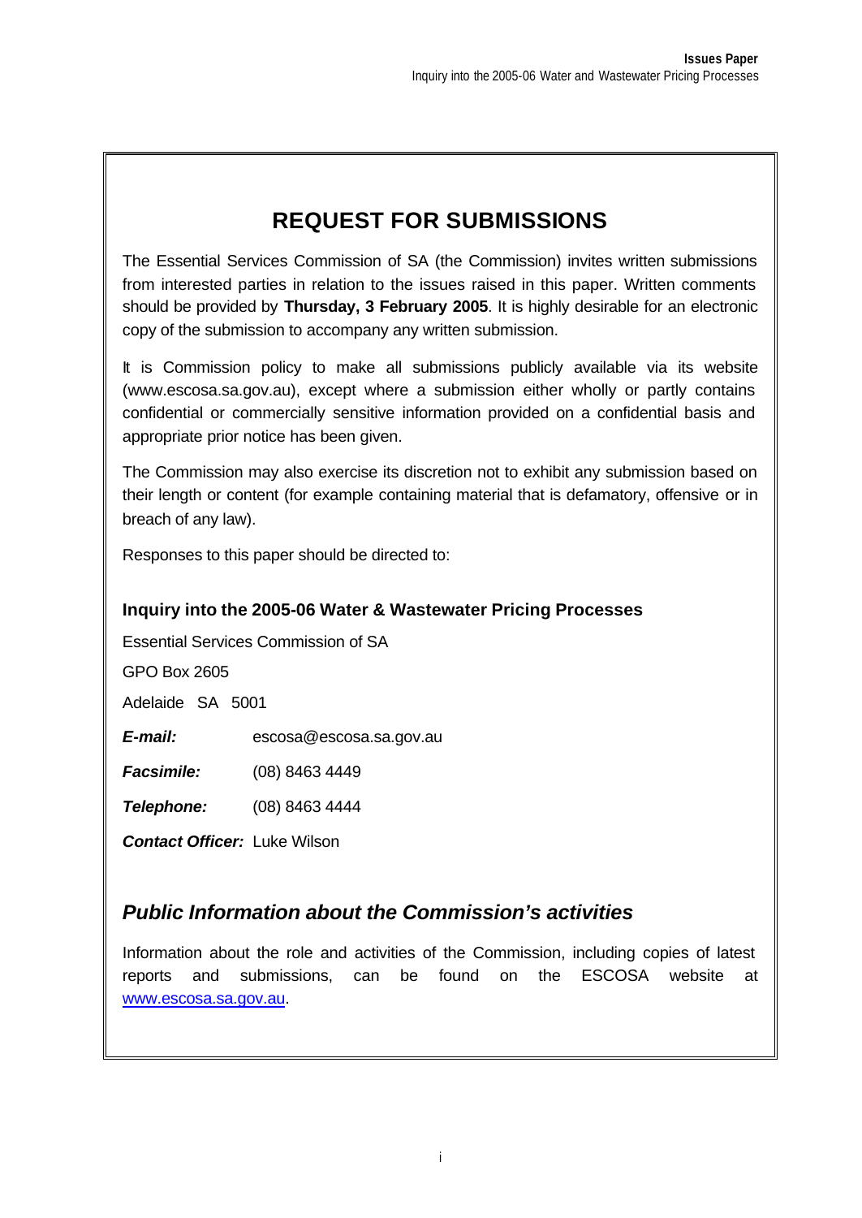# REQUEST FOR SUBMISSIONS

The Essential Services Commission of SA (the Commission) invites written submissions from interested parties in relation to the issues raised in this paper. Written comments should be provided by **Thursday, 3 February 2005**. It is highly desirable for an electronic copy of the submission to accompany any written submission.

It is Commission policy to make all submissions publicly available via its website (www.escosa.sa.gov.au), except where a submission either wholly or partly contains confidential or commercially sensitive information provided on a confidential basis and appropriate prior notice has been given.

The Commission may also exercise its discretion not to exhibit any submission based on their length or content (for example containing material that is defamatory, offensive or in breach of any law).

Responses to this paper should be directed to:

**Inquiry into the 2005-06 Water & Wastewater Pricing Processes**

Essential Services Commission of SA

GPO Box 2605

Adelaide SA 5001

***E-mail:*** escosa@escosa.sa.gov.au

***Facsimile:*** (08) 8463 4449

***Telephone:*** (08) 8463 4444

***Contact Officer:*** Luke Wilson

## *Public Information about the Commission's activities*

Information about the role and activities of the Commission, including copies of latest reports and submissions, can be found on the ESCOSA website at www.escosa.sa.gov.au.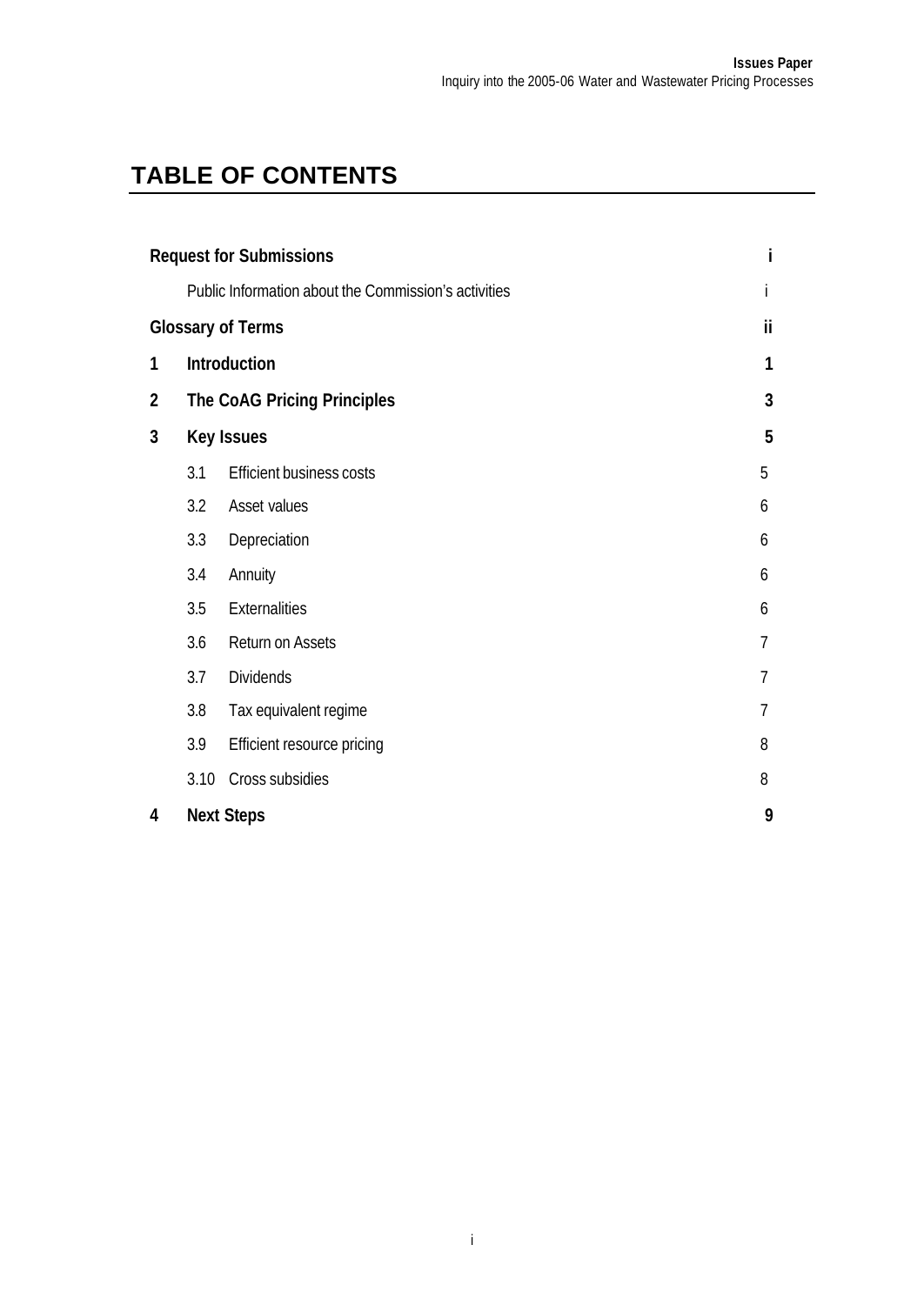# TABLE OF CONTENTS

| | | |
|---|---|---|
| **Request for Submissions** | | **i** |
| Public Information about the Commission's activities | | i |
| **Glossary of Terms** | | **ii** |
| **1** | **Introduction** | **1** |
| **2** | **The CoAG Pricing Principles** | **3** |
| **3** | **Key Issues** | **5** |
| 3.1 | Efficient business costs | 5 |
| 3.2 | Asset values | 6 |
| 3.3 | Depreciation | 6 |
| 3.4 | Annuity | 6 |
| 3.5 | Externalities | 6 |
| 3.6 | Return on Assets | 7 |
| 3.7 | Dividends | 7 |
| 3.8 | Tax equivalent regime | 7 |
| 3.9 | Efficient resource pricing | 8 |
| 3.10 | Cross subsidies | 8 |
| **4** | **Next Steps** | **9** |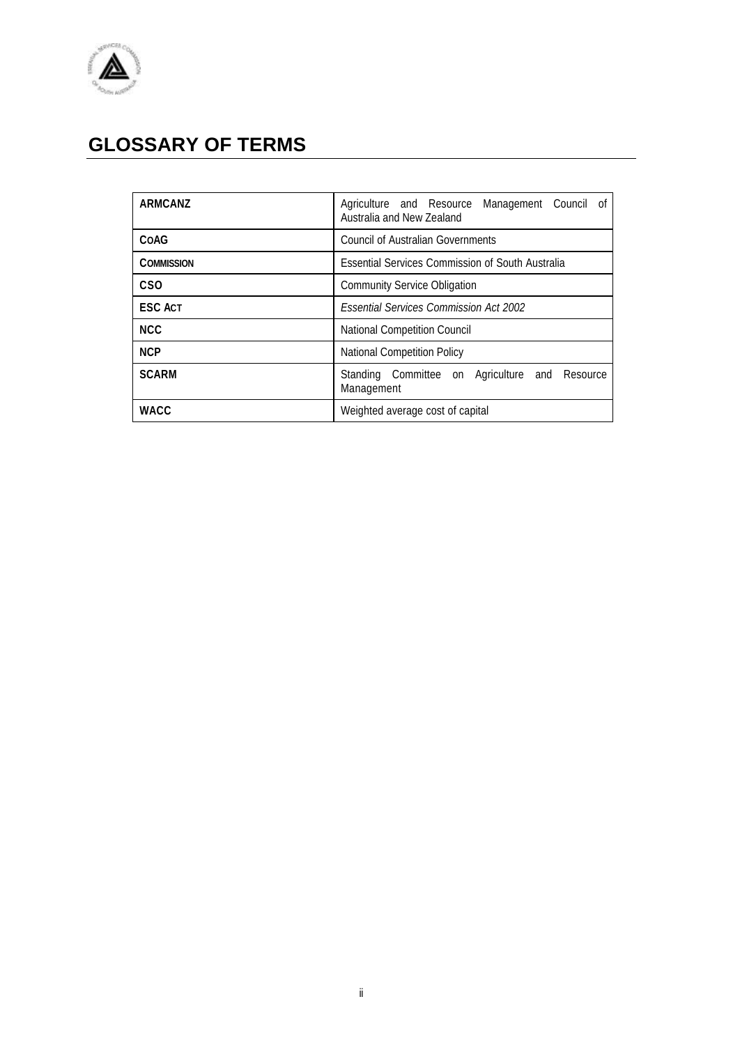# GLOSSARY OF TERMS

| | |
|---|---|
| **ARMCANZ** | Agriculture and Resource Management Council of Australia and New Zealand |
| **COAG** | Council of Australian Governments |
| **COMMISSION** | Essential Services Commission of South Australia |
| **CSO** | Community Service Obligation |
| **ESC ACT** | *Essential Services Commission Act 2002* |
| **NCC** | National Competition Council |
| **NCP** | National Competition Policy |
| **SCARM** | Standing Committee on Agriculture and Resource Management |
| **WACC** | Weighted average cost of capital |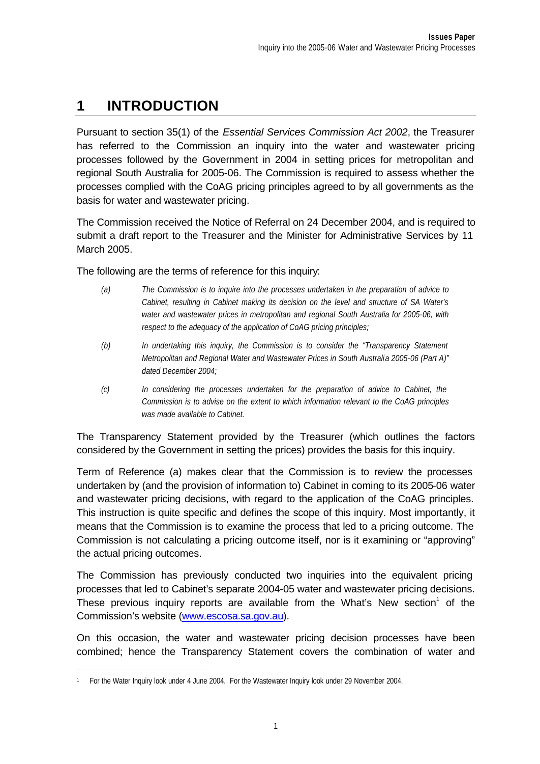# 1 INTRODUCTION

Pursuant to section 35(1) of the *Essential Services Commission Act 2002*, the Treasurer has referred to the Commission an inquiry into the water and wastewater pricing processes followed by the Government in 2004 in setting prices for metropolitan and regional South Australia for 2005-06. The Commission is required to assess whether the processes complied with the CoAG pricing principles agreed to by all governments as the basis for water and wastewater pricing.

The Commission received the Notice of Referral on 24 December 2004, and is required to submit a draft report to the Treasurer and the Minister for Administrative Services by 11 March 2005.

The following are the terms of reference for this inquiry:

*(a) The Commission is to inquire into the processes undertaken in the preparation of advice to Cabinet, resulting in Cabinet making its decision on the level and structure of SA Water's water and wastewater prices in metropolitan and regional South Australia for 2005-06, with respect to the adequacy of the application of CoAG pricing principles;*

*(b) In undertaking this inquiry, the Commission is to consider the "Transparency Statement Metropolitan and Regional Water and Wastewater Prices in South Australia 2005-06 (Part A)" dated December 2004;*

*(c) In considering the processes undertaken for the preparation of advice to Cabinet, the Commission is to advise on the extent to which information relevant to the CoAG principles was made available to Cabinet.*

The Transparency Statement provided by the Treasurer (which outlines the factors considered by the Government in setting the prices) provides the basis for this inquiry.

Term of Reference (a) makes clear that the Commission is to review the processes undertaken by (and the provision of information to) Cabinet in coming to its 2005-06 water and wastewater pricing decisions, with regard to the application of the CoAG principles. This instruction is quite specific and defines the scope of this inquiry. Most importantly, it means that the Commission is to examine the process that led to a pricing outcome. The Commission is not calculating a pricing outcome itself, nor is it examining or "approving" the actual pricing outcomes.

The Commission has previously conducted two inquiries into the equivalent pricing processes that led to Cabinet's separate 2004-05 water and wastewater pricing decisions. These previous inquiry reports are available from the What's New section[1] of the Commission's website (www.escosa.sa.gov.au).

On this occasion, the water and wastewater pricing decision processes have been combined; hence the Transparency Statement covers the combination of water and

[1] For the Water Inquiry look under 4 June 2004. For the Wastewater Inquiry look under 29 November 2004.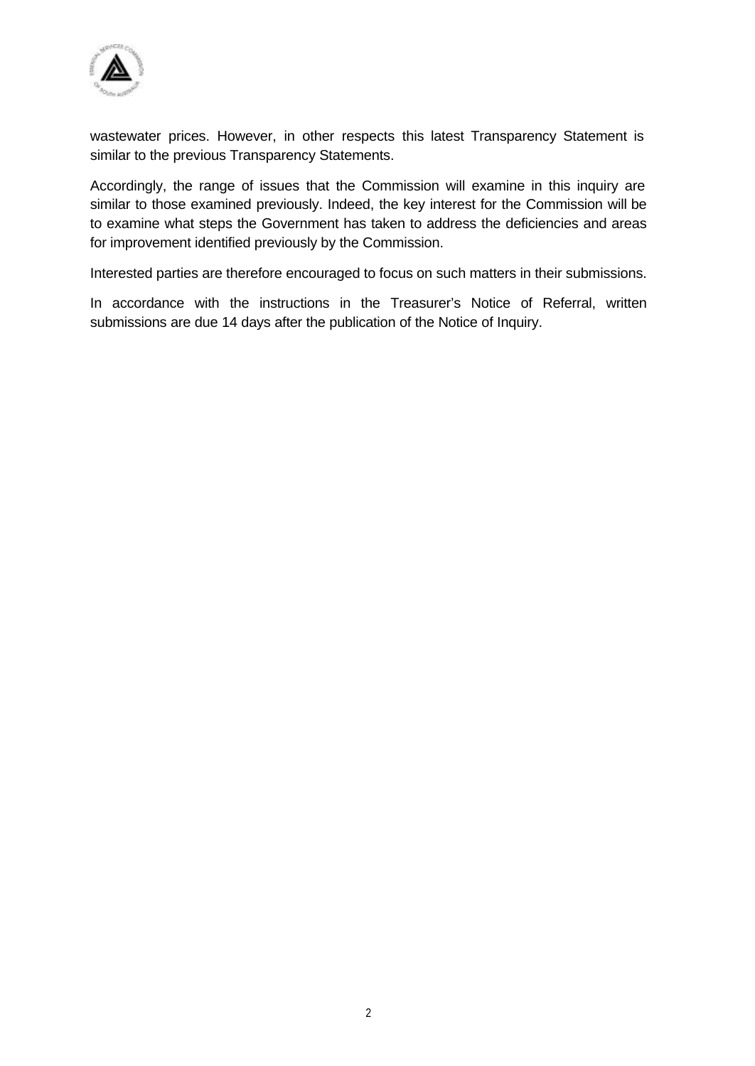wastewater prices. However, in other respects this latest Transparency Statement is similar to the previous Transparency Statements.

Accordingly, the range of issues that the Commission will examine in this inquiry are similar to those examined previously. Indeed, the key interest for the Commission will be to examine what steps the Government has taken to address the deficiencies and areas for improvement identified previously by the Commission.

Interested parties are therefore encouraged to focus on such matters in their submissions.

In accordance with the instructions in the Treasurer's Notice of Referral, written submissions are due 14 days after the publication of the Notice of Inquiry.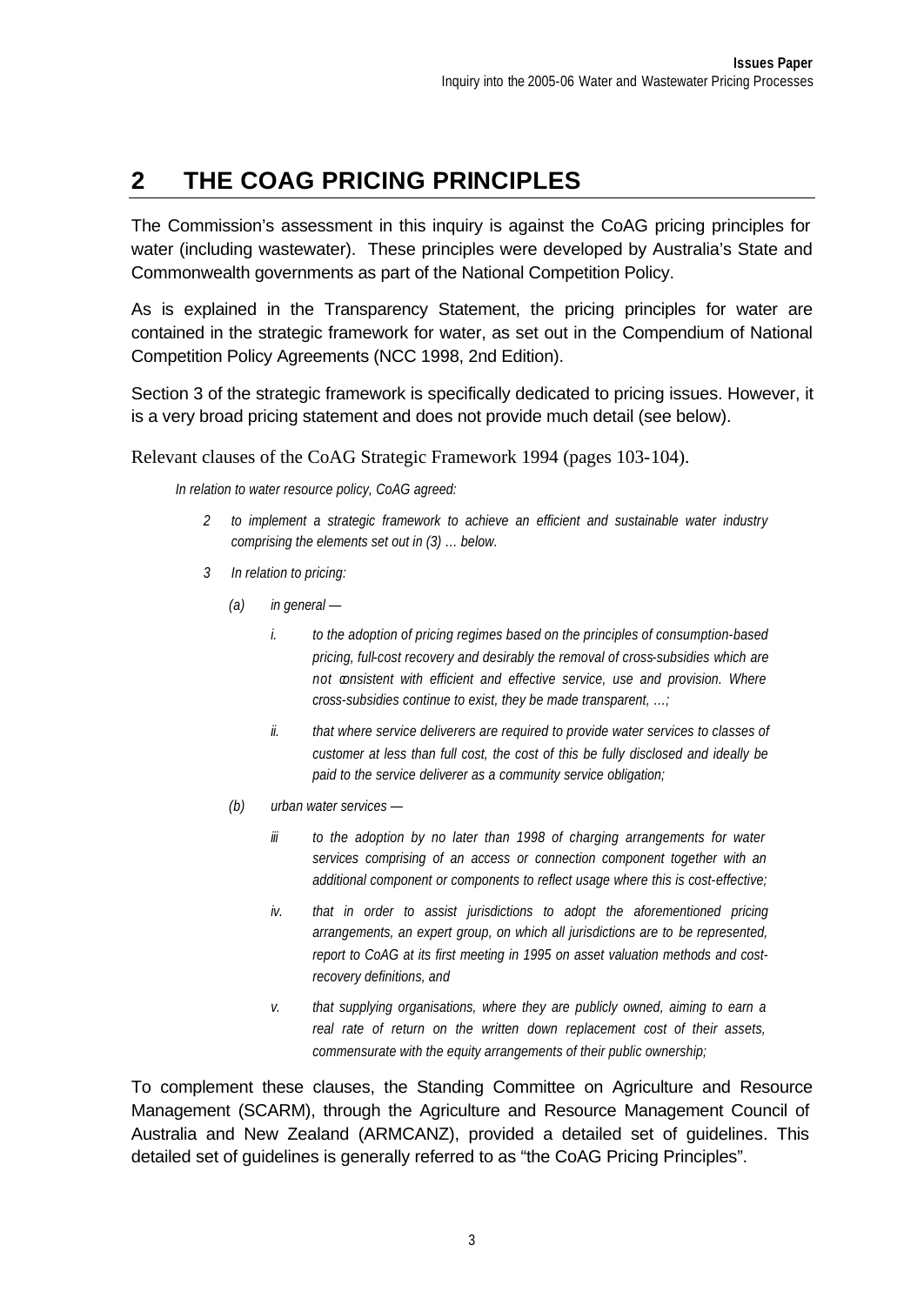## 2 THE COAG PRICING PRINCIPLES

The Commission's assessment in this inquiry is against the CoAG pricing principles for water (including wastewater). These principles were developed by Australia's State and Commonwealth governments as part of the National Competition Policy.

As is explained in the Transparency Statement, the pricing principles for water are contained in the strategic framework for water, as set out in the Compendium of National Competition Policy Agreements (NCC 1998, 2nd Edition).

Section 3 of the strategic framework is specifically dedicated to pricing issues. However, it is a very broad pricing statement and does not provide much detail (see below).

Relevant clauses of the CoAG Strategic Framework 1994 (pages 103-104).

*In relation to water resource policy, CoAG agreed:*

*2 to implement a strategic framework to achieve an efficient and sustainable water industry comprising the elements set out in (3) … below.*

*3 In relation to pricing:*

*(a) in general —*

*i. to the adoption of pricing regimes based on the principles of consumption-based pricing, full-cost recovery and desirably the removal of cross-subsidies which are not consistent with efficient and effective service, use and provision. Where cross-subsidies continue to exist, they be made transparent, …;*

*ii. that where service deliverers are required to provide water services to classes of customer at less than full cost, the cost of this be fully disclosed and ideally be paid to the service deliverer as a community service obligation;*

*(b) urban water services —*

*iii to the adoption by no later than 1998 of charging arrangements for water services comprising of an access or connection component together with an additional component or components to reflect usage where this is cost-effective;*

*iv. that in order to assist jurisdictions to adopt the aforementioned pricing arrangements, an expert group, on which all jurisdictions are to be represented, report to CoAG at its first meeting in 1995 on asset valuation methods and cost-recovery definitions, and*

*v. that supplying organisations, where they are publicly owned, aiming to earn a real rate of return on the written down replacement cost of their assets, commensurate with the equity arrangements of their public ownership;*

To complement these clauses, the Standing Committee on Agriculture and Resource Management (SCARM), through the Agriculture and Resource Management Council of Australia and New Zealand (ARMCANZ), provided a detailed set of guidelines. This detailed set of guidelines is generally referred to as "the CoAG Pricing Principles".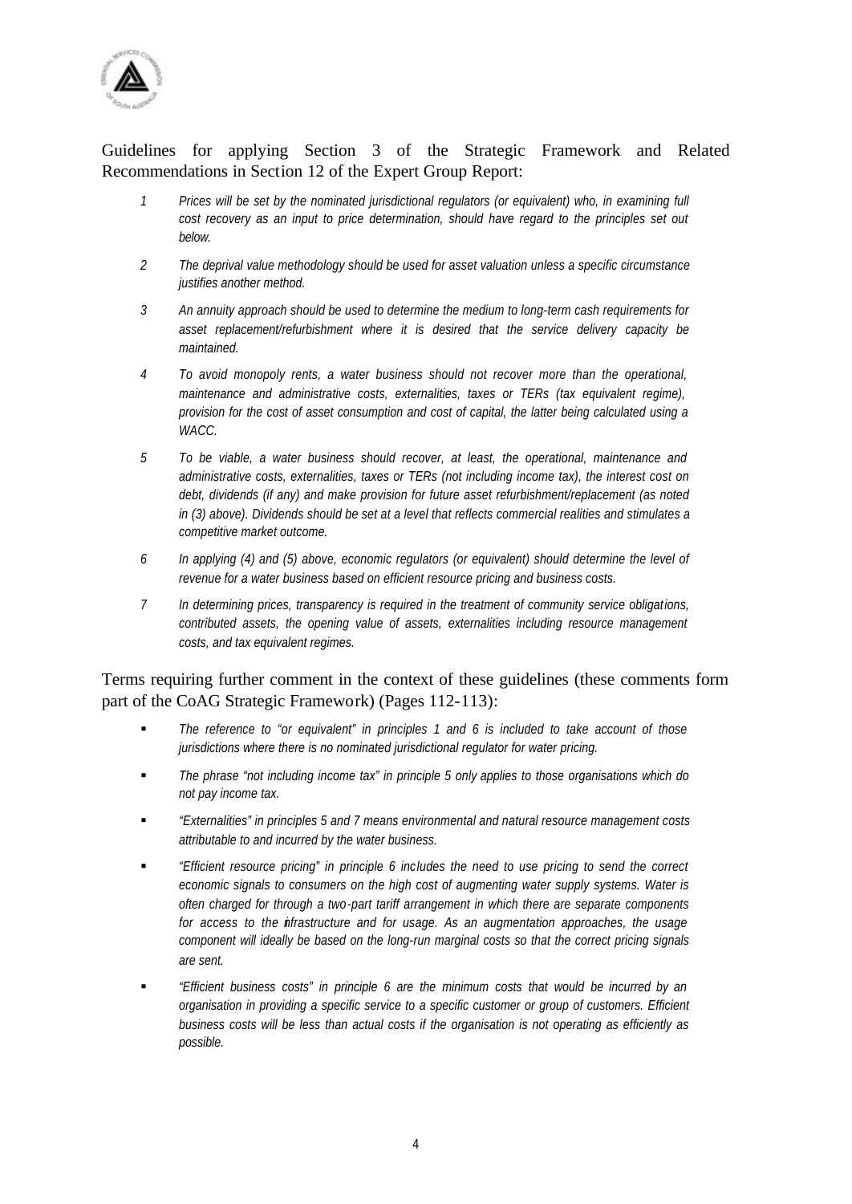Guidelines for applying Section 3 of the Strategic Framework and Related Recommendations in Section 12 of the Expert Group Report:

1. *Prices will be set by the nominated jurisdictional regulators (or equivalent) who, in examining full cost recovery as an input to price determination, should have regard to the principles set out below.*

2. *The deprival value methodology should be used for asset valuation unless a specific circumstance justifies another method.*

3. *An annuity approach should be used to determine the medium to long-term cash requirements for asset replacement/refurbishment where it is desired that the service delivery capacity be maintained.*

4. *To avoid monopoly rents, a water business should not recover more than the operational, maintenance and administrative costs, externalities, taxes or TERs (tax equivalent regime), provision for the cost of asset consumption and cost of capital, the latter being calculated using a WACC.*

5. *To be viable, a water business should recover, at least, the operational, maintenance and administrative costs, externalities, taxes or TERs (not including income tax), the interest cost on debt, dividends (if any) and make provision for future asset refurbishment/replacement (as noted in (3) above). Dividends should be set at a level that reflects commercial realities and stimulates a competitive market outcome.*

6. *In applying (4) and (5) above, economic regulators (or equivalent) should determine the level of revenue for a water business based on efficient resource pricing and business costs.*

7. *In determining prices, transparency is required in the treatment of community service obligations, contributed assets, the opening value of assets, externalities including resource management costs, and tax equivalent regimes.*

Terms requiring further comment in the context of these guidelines (these comments form part of the CoAG Strategic Framework) (Pages 112-113):

- *The reference to "or equivalent" in principles 1 and 6 is included to take account of those jurisdictions where there is no nominated jurisdictional regulator for water pricing.*
- *The phrase "not including income tax" in principle 5 only applies to those organisations which do not pay income tax.*
- *"Externalities" in principles 5 and 7 means environmental and natural resource management costs attributable to and incurred by the water business.*
- *"Efficient resource pricing" in principle 6 includes the need to use pricing to send the correct economic signals to consumers on the high cost of augmenting water supply systems. Water is often charged for through a two-part tariff arrangement in which there are separate components for access to the infrastructure and for usage. As an augmentation approaches, the usage component will ideally be based on the long-run marginal costs so that the correct pricing signals are sent.*
- *"Efficient business costs" in principle 6 are the minimum costs that would be incurred by an organisation in providing a specific service to a specific customer or group of customers. Efficient business costs will be less than actual costs if the organisation is not operating as efficiently as possible.*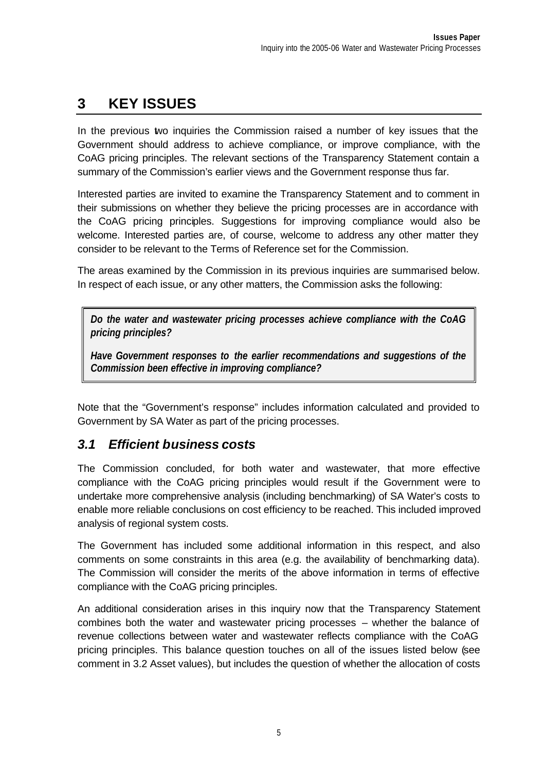# 3 KEY ISSUES

In the previous two inquiries the Commission raised a number of key issues that the Government should address to achieve compliance, or improve compliance, with the CoAG pricing principles. The relevant sections of the Transparency Statement contain a summary of the Commission's earlier views and the Government response thus far.

Interested parties are invited to examine the Transparency Statement and to comment in their submissions on whether they believe the pricing processes are in accordance with the CoAG pricing principles. Suggestions for improving compliance would also be welcome. Interested parties are, of course, welcome to address any other matter they consider to be relevant to the Terms of Reference set for the Commission.

The areas examined by the Commission in its previous inquiries are summarised below. In respect of each issue, or any other matters, the Commission asks the following:

> ***Do the water and wastewater pricing processes achieve compliance with the CoAG pricing principles?***
>
> ***Have Government responses to the earlier recommendations and suggestions of the Commission been effective in improving compliance?***

Note that the "Government's response" includes information calculated and provided to Government by SA Water as part of the pricing processes.

## *3.1 Efficient business costs*

The Commission concluded, for both water and wastewater, that more effective compliance with the CoAG pricing principles would result if the Government were to undertake more comprehensive analysis (including benchmarking) of SA Water's costs to enable more reliable conclusions on cost efficiency to be reached. This included improved analysis of regional system costs.

The Government has included some additional information in this respect, and also comments on some constraints in this area (e.g. the availability of benchmarking data). The Commission will consider the merits of the above information in terms of effective compliance with the CoAG pricing principles.

An additional consideration arises in this inquiry now that the Transparency Statement combines both the water and wastewater pricing processes – whether the balance of revenue collections between water and wastewater reflects compliance with the CoAG pricing principles. This balance question touches on all of the issues listed below (see comment in 3.2 Asset values), but includes the question of whether the allocation of costs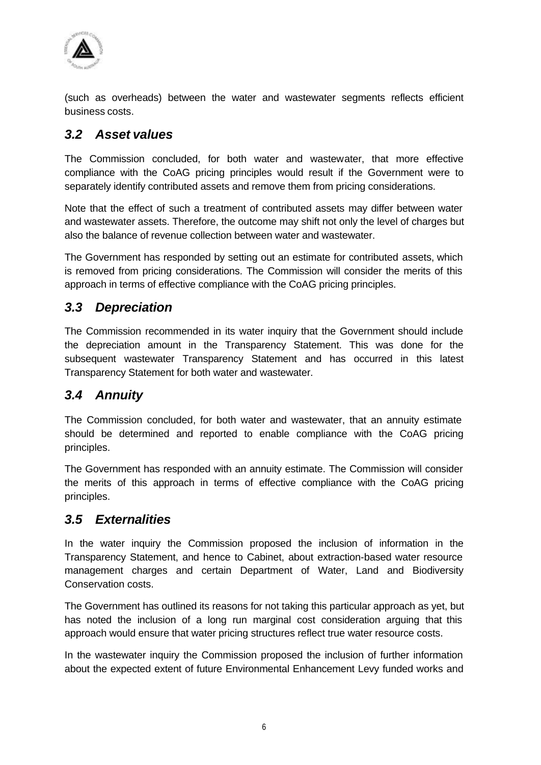(such as overheads) between the water and wastewater segments reflects efficient business costs.

## *3.2 Asset values*

The Commission concluded, for both water and wastewater, that more effective compliance with the CoAG pricing principles would result if the Government were to separately identify contributed assets and remove them from pricing considerations.

Note that the effect of such a treatment of contributed assets may differ between water and wastewater assets. Therefore, the outcome may shift not only the level of charges but also the balance of revenue collection between water and wastewater.

The Government has responded by setting out an estimate for contributed assets, which is removed from pricing considerations. The Commission will consider the merits of this approach in terms of effective compliance with the CoAG pricing principles.

## *3.3 Depreciation*

The Commission recommended in its water inquiry that the Government should include the depreciation amount in the Transparency Statement. This was done for the subsequent wastewater Transparency Statement and has occurred in this latest Transparency Statement for both water and wastewater.

## *3.4 Annuity*

The Commission concluded, for both water and wastewater, that an annuity estimate should be determined and reported to enable compliance with the CoAG pricing principles.

The Government has responded with an annuity estimate. The Commission will consider the merits of this approach in terms of effective compliance with the CoAG pricing principles.

## *3.5 Externalities*

In the water inquiry the Commission proposed the inclusion of information in the Transparency Statement, and hence to Cabinet, about extraction-based water resource management charges and certain Department of Water, Land and Biodiversity Conservation costs.

The Government has outlined its reasons for not taking this particular approach as yet, but has noted the inclusion of a long run marginal cost consideration arguing that this approach would ensure that water pricing structures reflect true water resource costs.

In the wastewater inquiry the Commission proposed the inclusion of further information about the expected extent of future Environmental Enhancement Levy funded works and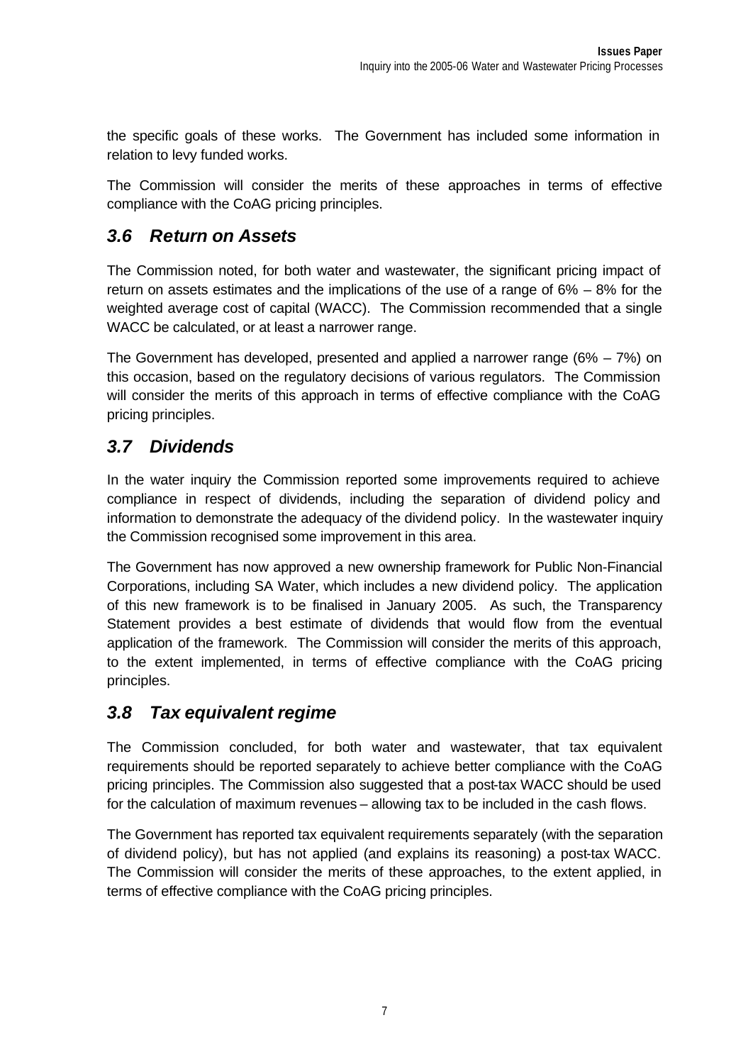the specific goals of these works. The Government has included some information in relation to levy funded works.

The Commission will consider the merits of these approaches in terms of effective compliance with the CoAG pricing principles.

## *3.6 Return on Assets*

The Commission noted, for both water and wastewater, the significant pricing impact of return on assets estimates and the implications of the use of a range of 6% – 8% for the weighted average cost of capital (WACC). The Commission recommended that a single WACC be calculated, or at least a narrower range.

The Government has developed, presented and applied a narrower range (6% – 7%) on this occasion, based on the regulatory decisions of various regulators. The Commission will consider the merits of this approach in terms of effective compliance with the CoAG pricing principles.

## *3.7 Dividends*

In the water inquiry the Commission reported some improvements required to achieve compliance in respect of dividends, including the separation of dividend policy and information to demonstrate the adequacy of the dividend policy. In the wastewater inquiry the Commission recognised some improvement in this area.

The Government has now approved a new ownership framework for Public Non-Financial Corporations, including SA Water, which includes a new dividend policy. The application of this new framework is to be finalised in January 2005. As such, the Transparency Statement provides a best estimate of dividends that would flow from the eventual application of the framework. The Commission will consider the merits of this approach, to the extent implemented, in terms of effective compliance with the CoAG pricing principles.

## *3.8 Tax equivalent regime*

The Commission concluded, for both water and wastewater, that tax equivalent requirements should be reported separately to achieve better compliance with the CoAG pricing principles. The Commission also suggested that a post-tax WACC should be used for the calculation of maximum revenues – allowing tax to be included in the cash flows.

The Government has reported tax equivalent requirements separately (with the separation of dividend policy), but has not applied (and explains its reasoning) a post-tax WACC. The Commission will consider the merits of these approaches, to the extent applied, in terms of effective compliance with the CoAG pricing principles.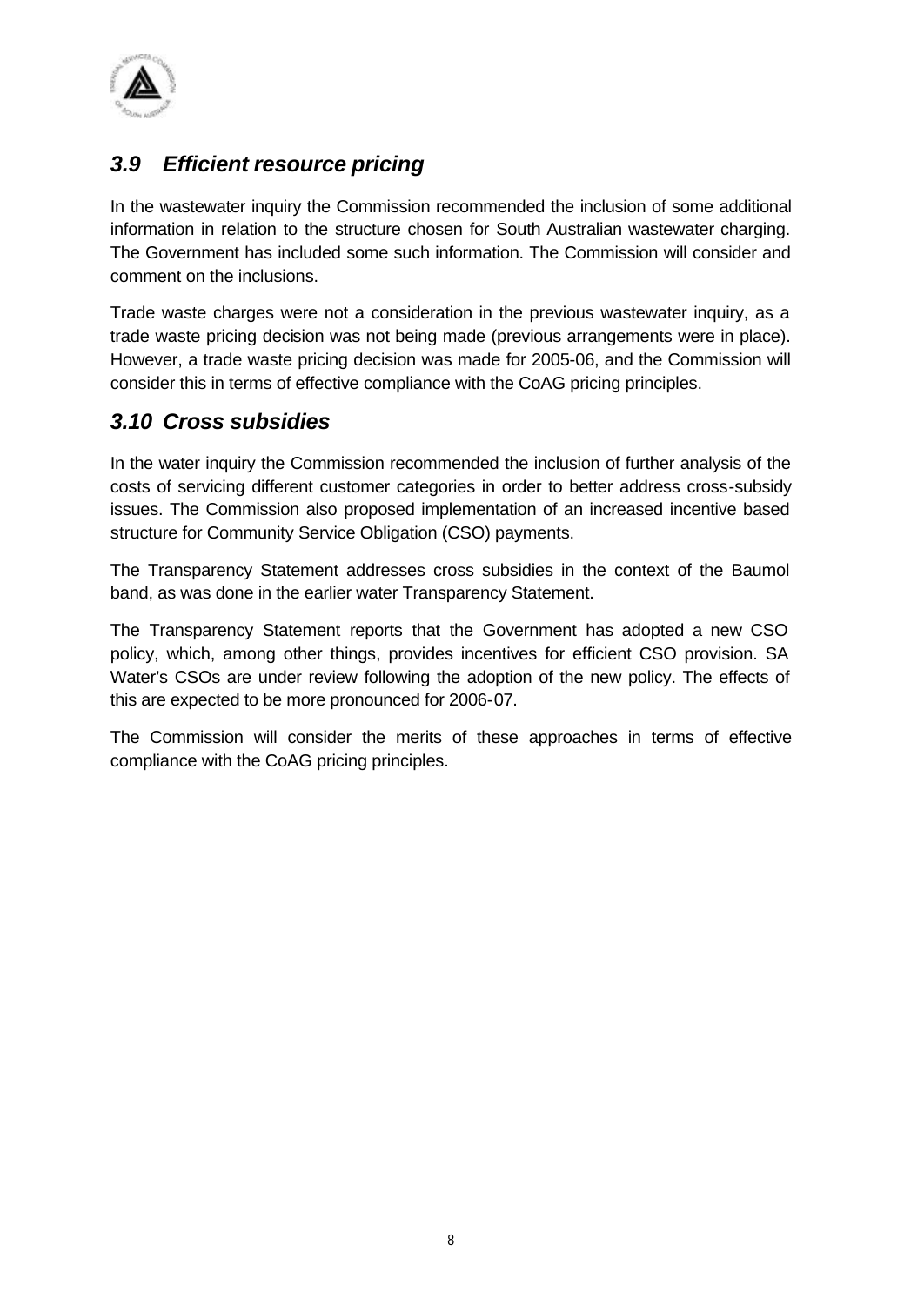## *3.9 Efficient resource pricing*

In the wastewater inquiry the Commission recommended the inclusion of some additional information in relation to the structure chosen for South Australian wastewater charging. The Government has included some such information. The Commission will consider and comment on the inclusions.

Trade waste charges were not a consideration in the previous wastewater inquiry, as a trade waste pricing decision was not being made (previous arrangements were in place). However, a trade waste pricing decision was made for 2005-06, and the Commission will consider this in terms of effective compliance with the CoAG pricing principles.

## *3.10 Cross subsidies*

In the water inquiry the Commission recommended the inclusion of further analysis of the costs of servicing different customer categories in order to better address cross-subsidy issues. The Commission also proposed implementation of an increased incentive based structure for Community Service Obligation (CSO) payments.

The Transparency Statement addresses cross subsidies in the context of the Baumol band, as was done in the earlier water Transparency Statement.

The Transparency Statement reports that the Government has adopted a new CSO policy, which, among other things, provides incentives for efficient CSO provision. SA Water's CSOs are under review following the adoption of the new policy. The effects of this are expected to be more pronounced for 2006-07.

The Commission will consider the merits of these approaches in terms of effective compliance with the CoAG pricing principles.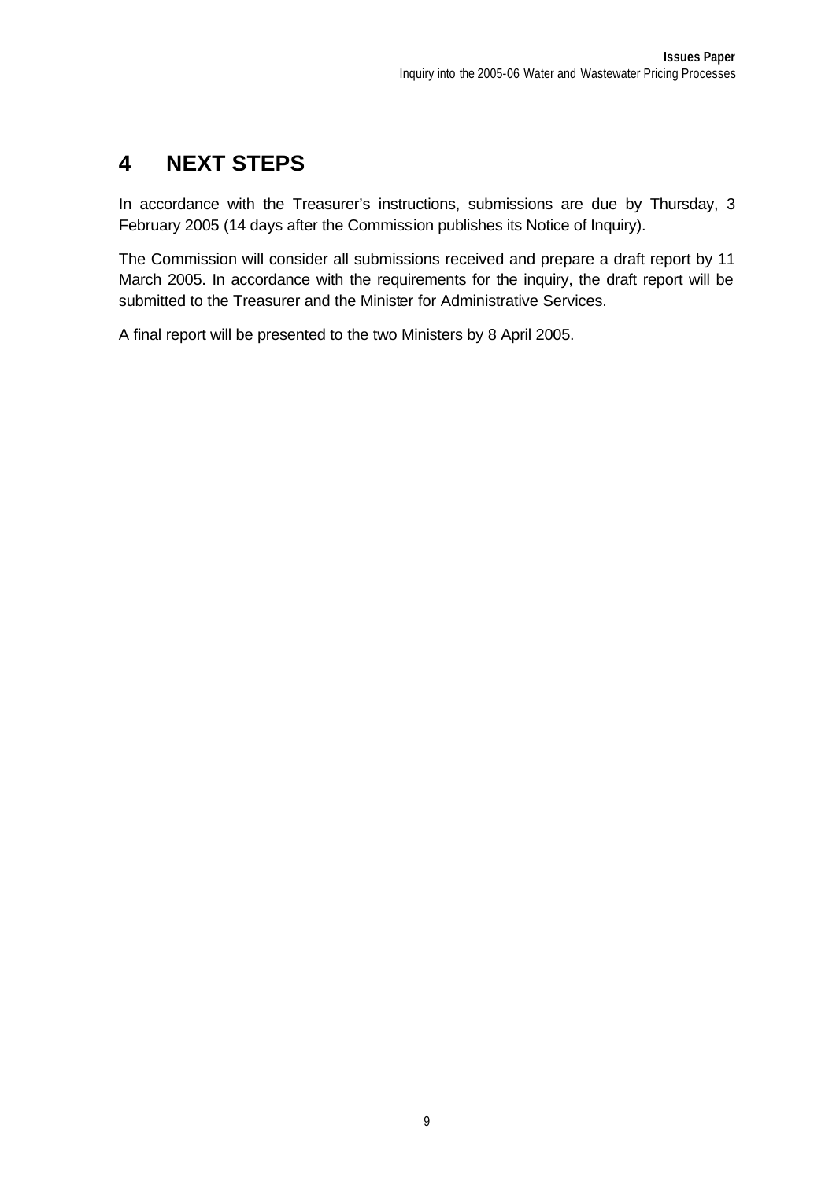# 4 NEXT STEPS

In accordance with the Treasurer's instructions, submissions are due by Thursday, 3 February 2005 (14 days after the Commission publishes its Notice of Inquiry).

The Commission will consider all submissions received and prepare a draft report by 11 March 2005. In accordance with the requirements for the inquiry, the draft report will be submitted to the Treasurer and the Minister for Administrative Services.

A final report will be presented to the two Ministers by 8 April 2005.